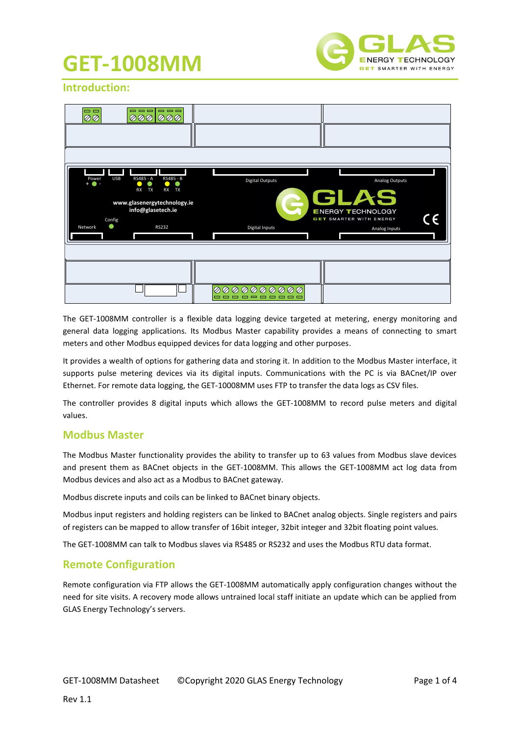# GET-1008MM

## Introduction:

The GET-1008MM controller is a flexible data logging device targeted at metering, energy monitoring and general data logging applications. Its Modbus Master capability provides a means of connecting to smart meters and other Modbus equipped devices for data logging and other purposes.

It provides a wealth of options for gathering data and storing it. In addition to the Modbus Master interface, it supports pulse metering devices via its digital inputs. Communications with the PC is via BACnet/IP over Ethernet. For remote data logging, the GET-10008MM uses FTP to transfer the data logs as CSV files.

The controller provides 8 digital inputs which allows the GET-1008MM to record pulse meters and digital values.

## Modbus Master

The Modbus Master functionality provides the ability to transfer up to 63 values from Modbus slave devices and present them as BACnet objects in the GET-1008MM. This allows the GET-1008MM act log data from Modbus devices and also act as a Modbus to BACnet gateway.

Modbus discrete inputs and coils can be linked to BACnet binary objects.

Modbus input registers and holding registers can be linked to BACnet analog objects. Single registers and pairs of registers can be mapped to allow transfer of 16bit integer, 32bit integer and 32bit floating point values.

The GET-1008MM can talk to Modbus slaves via RS485 or RS232 and uses the Modbus RTU data format.

## Remote Configuration

Remote configuration via FTP allows the GET-1008MM automatically apply configuration changes without the need for site visits. A recovery mode allows untrained local staff initiate an update which can be applied from GLAS Energy Technology's servers.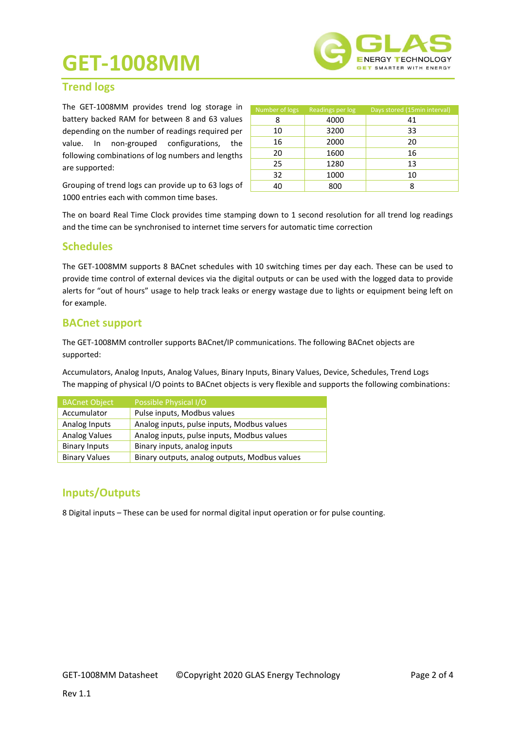# GET-1008MM

## Trend logs

The GET-1008MM provides trend log storage in battery backed RAM for between 8 and 63 values depending on the number of readings required per value. In non-grouped configurations, the following combinations of log numbers and lengths are supported:

| Number of logs | Readings per log | Days stored (15min interval) |
|---|---|---|
| 8 | 4000 | 41 |
| 10 | 3200 | 33 |
| 16 | 2000 | 20 |
| 20 | 1600 | 16 |
| 25 | 1280 | 13 |
| 32 | 1000 | 10 |
| 40 | 800 | 8 |

Grouping of trend logs can provide up to 63 logs of 1000 entries each with common time bases.

The on board Real Time Clock provides time stamping down to 1 second resolution for all trend log readings and the time can be synchronised to internet time servers for automatic time correction

## Schedules

The GET-1008MM supports 8 BACnet schedules with 10 switching times per day each. These can be used to provide time control of external devices via the digital outputs or can be used with the logged data to provide alerts for "out of hours" usage to help track leaks or energy wastage due to lights or equipment being left on for example.

## BACnet support

The GET-1008MM controller supports BACnet/IP communications. The following BACnet objects are supported:

Accumulators, Analog Inputs, Analog Values, Binary Inputs, Binary Values, Device, Schedules, Trend Logs
The mapping of physical I/O points to BACnet objects is very flexible and supports the following combinations:

| BACnet Object | Possible Physical I/O |
|---|---|
| Accumulator | Pulse inputs, Modbus values |
| Analog Inputs | Analog inputs, pulse inputs, Modbus values |
| Analog Values | Analog inputs, pulse inputs, Modbus values |
| Binary Inputs | Binary inputs, analog inputs |
| Binary Values | Binary outputs, analog outputs, Modbus values |

## Inputs/Outputs

8 Digital inputs – These can be used for normal digital input operation or for pulse counting.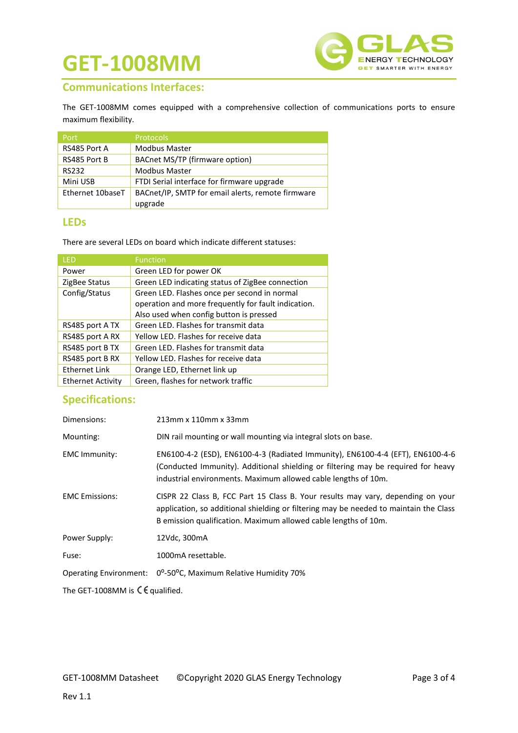# GET-1008MM

## Communications Interfaces:

The GET-1008MM comes equipped with a comprehensive collection of communications ports to ensure maximum flexibility.

| Port | Protocols |
|---|---|
| RS485 Port A | Modbus Master |
| RS485 Port B | BACnet MS/TP (firmware option) |
| RS232 | Modbus Master |
| Mini USB | FTDI Serial interface for firmware upgrade |
| Ethernet 10baseT | BACnet/IP, SMTP for email alerts, remote firmware upgrade |

## LEDs

There are several LEDs on board which indicate different statuses:

| LED | Function |
|---|---|
| Power | Green LED for power OK |
| ZigBee Status | Green LED indicating status of ZigBee connection |
| Config/Status | Green LED. Flashes once per second in normal operation and more frequently for fault indication. Also used when config button is pressed |
| RS485 port A TX | Green LED. Flashes for transmit data |
| RS485 port A RX | Yellow LED. Flashes for receive data |
| RS485 port B TX | Green LED. Flashes for transmit data |
| RS485 port B RX | Yellow LED. Flashes for receive data |
| Ethernet Link | Orange LED, Ethernet link up |
| Ethernet Activity | Green, flashes for network traffic |

## Specifications:

Dimensions: 213mm x 110mm x 33mm

Mounting: DIN rail mounting or wall mounting via integral slots on base.

EMC Immunity: EN6100-4-2 (ESD), EN6100-4-3 (Radiated Immunity), EN6100-4-4 (EFT), EN6100-4-6 (Conducted Immunity). Additional shielding or filtering may be required for heavy industrial environments. Maximum allowed cable lengths of 10m.

EMC Emissions: CISPR 22 Class B, FCC Part 15 Class B. Your results may vary, depending on your application, so additional shielding or filtering may be needed to maintain the Class B emission qualification. Maximum allowed cable lengths of 10m.

Power Supply: 12Vdc, 300mA

Fuse: 1000mA resettable.

Operating Environment: $0^{o}$-$50^{o}$C, Maximum Relative Humidity 70%

The GET-1008MM is CE qualified.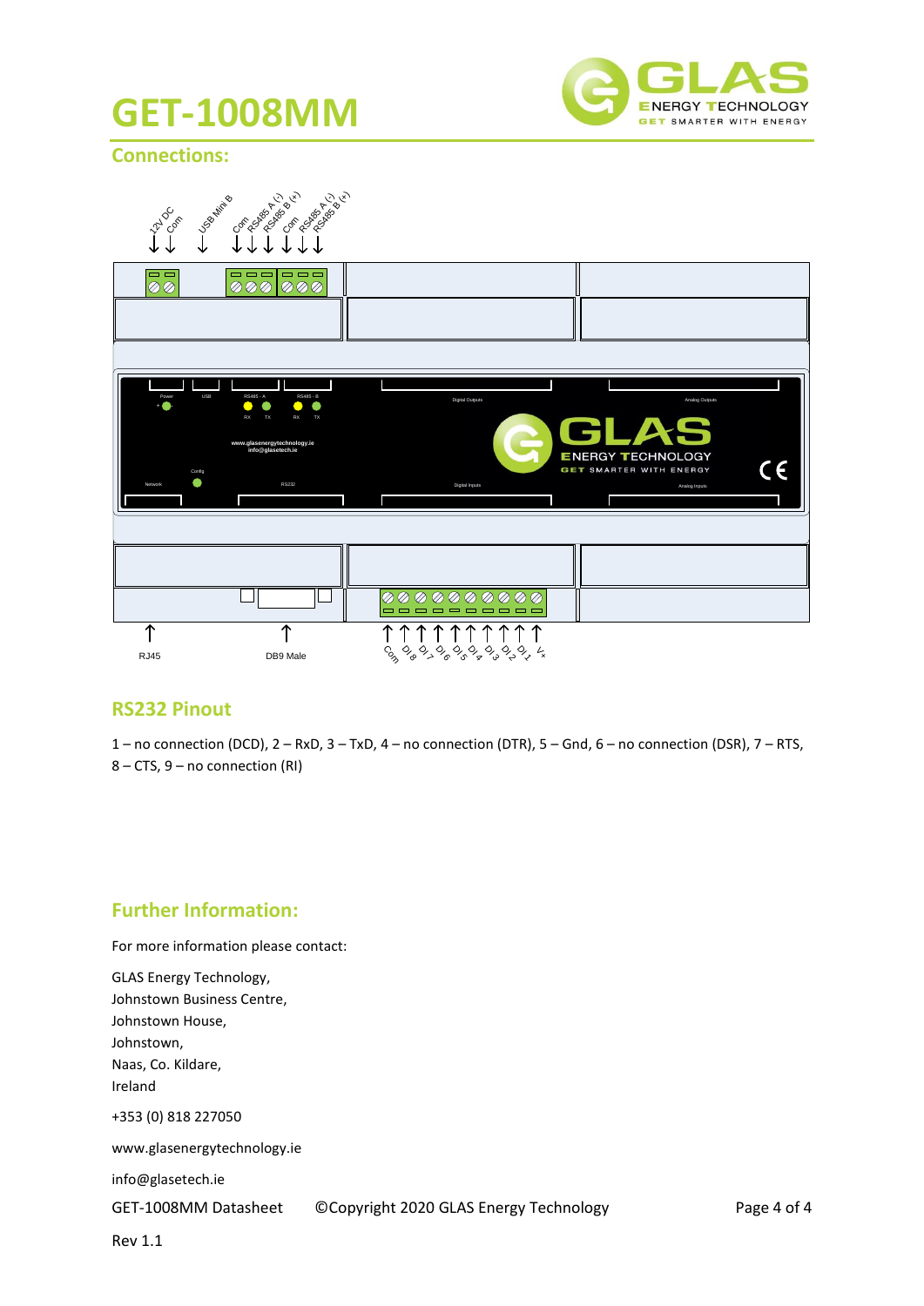# GET-1008MM

## Connections:

12V DC
Com
USB Mini B
Com
RS485 A (-)
RS485 B (+)
Com
RS485 A (-)
RS485 B (+)

Power
USB
RS485 - A
RS485 - B
RX TX RX TX
www.glasenergytechnology.ie
info@glasetech.ie
Config
Network
RS232
Digital Outputs
Digital Inputs
Analog Outputs
Analog Inputs

RJ45
DB9 Male
Com
DI 8
DI 7
DI 6
DI 5
DI 4
DI 3
DI 2
DI 1
V+

## RS232 Pinout

1 – no connection (DCD), 2 – RxD, 3 – TxD, 4 – no connection (DTR), 5 – Gnd, 6 – no connection (DSR), 7 – RTS, 8 – CTS, 9 – no connection (RI)

## Further Information:

For more information please contact:

GLAS Energy Technology,
Johnstown Business Centre,
Johnstown House,
Johnstown,
Naas, Co. Kildare,
Ireland

+353 (0) 818 227050

www.glasenergytechnology.ie

info@glasetech.ie